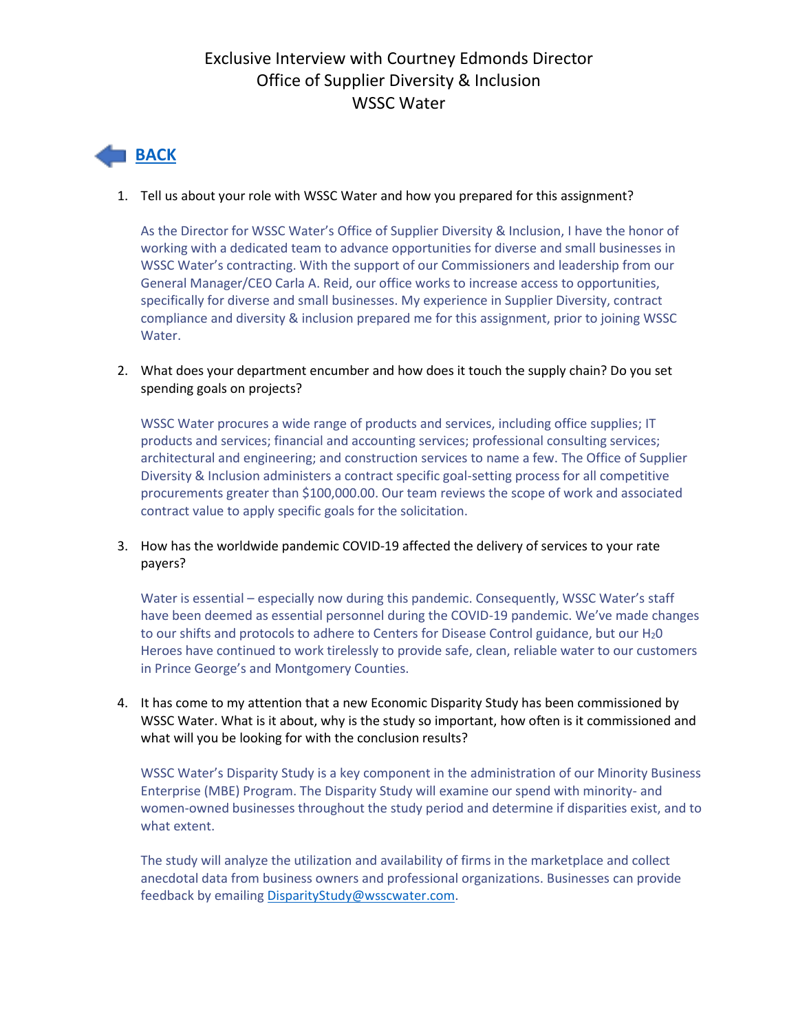# Exclusive Interview with Courtney Edmonds Director
# Office of Supplier Diversity & Inclusion
# WSSC Water

**BACK**

1. Tell us about your role with WSSC Water and how you prepared for this assignment?

   As the Director for WSSC Water's Office of Supplier Diversity & Inclusion, I have the honor of working with a dedicated team to advance opportunities for diverse and small businesses in WSSC Water's contracting. With the support of our Commissioners and leadership from our General Manager/CEO Carla A. Reid, our office works to increase access to opportunities, specifically for diverse and small businesses. My experience in Supplier Diversity, contract compliance and diversity & inclusion prepared me for this assignment, prior to joining WSSC Water.

2. What does your department encumber and how does it touch the supply chain? Do you set spending goals on projects?

   WSSC Water procures a wide range of products and services, including office supplies; IT products and services; financial and accounting services; professional consulting services; architectural and engineering; and construction services to name a few. The Office of Supplier Diversity & Inclusion administers a contract specific goal-setting process for all competitive procurements greater than $100,000.00. Our team reviews the scope of work and associated contract value to apply specific goals for the solicitation.

3. How has the worldwide pandemic COVID-19 affected the delivery of services to your rate payers?

   Water is essential – especially now during this pandemic. Consequently, WSSC Water's staff have been deemed as essential personnel during the COVID-19 pandemic. We've made changes to our shifts and protocols to adhere to Centers for Disease Control guidance, but our $H_20$ Heroes have continued to work tirelessly to provide safe, clean, reliable water to our customers in Prince George's and Montgomery Counties.

4. It has come to my attention that a new Economic Disparity Study has been commissioned by WSSC Water. What is it about, why is the study so important, how often is it commissioned and what will you be looking for with the conclusion results?

   WSSC Water's Disparity Study is a key component in the administration of our Minority Business Enterprise (MBE) Program. The Disparity Study will examine our spend with minority- and women-owned businesses throughout the study period and determine if disparities exist, and to what extent.

   The study will analyze the utilization and availability of firms in the marketplace and collect anecdotal data from business owners and professional organizations. Businesses can provide feedback by emailing DisparityStudy@wsscwater.com.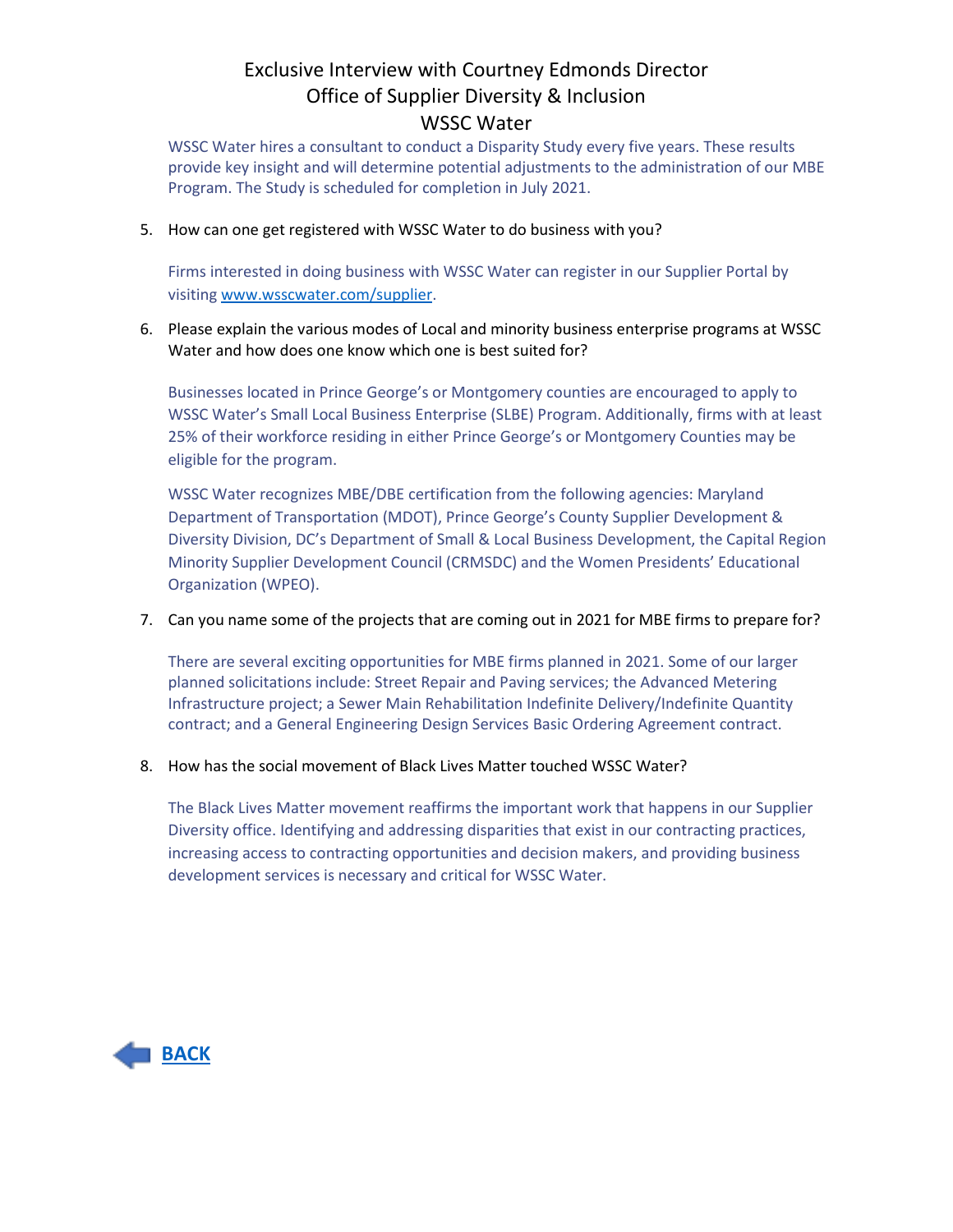Exclusive Interview with Courtney Edmonds Director
Office of Supplier Diversity & Inclusion
WSSC Water

WSSC Water hires a consultant to conduct a Disparity Study every five years. These results provide key insight and will determine potential adjustments to the administration of our MBE Program. The Study is scheduled for completion in July 2021.

5. How can one get registered with WSSC Water to do business with you?

   Firms interested in doing business with WSSC Water can register in our Supplier Portal by visiting [www.wsscwater.com/supplier](http://www.wsscwater.com/supplier).

6. Please explain the various modes of Local and minority business enterprise programs at WSSC Water and how does one know which one is best suited for?

   Businesses located in Prince George's or Montgomery counties are encouraged to apply to WSSC Water's Small Local Business Enterprise (SLBE) Program. Additionally, firms with at least 25% of their workforce residing in either Prince George's or Montgomery Counties may be eligible for the program.

   WSSC Water recognizes MBE/DBE certification from the following agencies: Maryland Department of Transportation (MDOT), Prince George's County Supplier Development & Diversity Division, DC's Department of Small & Local Business Development, the Capital Region Minority Supplier Development Council (CRMSDC) and the Women Presidents' Educational Organization (WPEO).

7. Can you name some of the projects that are coming out in 2021 for MBE firms to prepare for?

   There are several exciting opportunities for MBE firms planned in 2021. Some of our larger planned solicitations include: Street Repair and Paving services; the Advanced Metering Infrastructure project; a Sewer Main Rehabilitation Indefinite Delivery/Indefinite Quantity contract; and a General Engineering Design Services Basic Ordering Agreement contract.

8. How has the social movement of Black Lives Matter touched WSSC Water?

   The Black Lives Matter movement reaffirms the important work that happens in our Supplier Diversity office. Identifying and addressing disparities that exist in our contracting practices, increasing access to contracting opportunities and decision makers, and providing business development services is necessary and critical for WSSC Water.

**BACK**